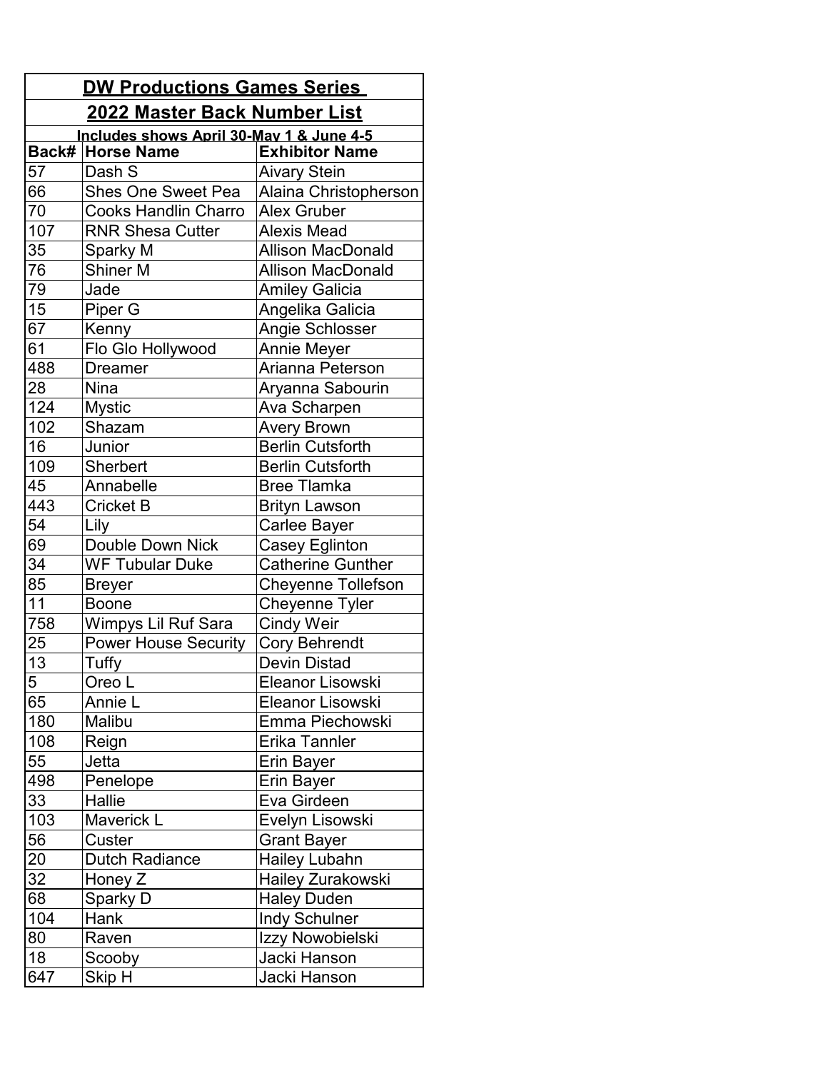# DW Productions Games Series

## 2022 Master Back Number List

**Includes shows April 30-May 1 & June 4-5**

| Back# | Horse Name | Exhibitor Name |
|---|---|---|
| 57 | Dash S | Aivary Stein |
| 66 | Shes One Sweet Pea | Alaina Christopherson |
| 70 | Cooks Handlin Charro | Alex Gruber |
| 107 | RNR Shesa Cutter | Alexis Mead |
| 35 | Sparky M | Allison MacDonald |
| 76 | Shiner M | Allison MacDonald |
| 79 | Jade | Amiley Galicia |
| 15 | Piper G | Angelika Galicia |
| 67 | Kenny | Angie Schlosser |
| 61 | Flo Glo Hollywood | Annie Meyer |
| 488 | Dreamer | Arianna Peterson |
| 28 | Nina | Aryanna Sabourin |
| 124 | Mystic | Ava Scharpen |
| 102 | Shazam | Avery Brown |
| 16 | Junior | Berlin Cutsforth |
| 109 | Sherbert | Berlin Cutsforth |
| 45 | Annabelle | Bree Tlamka |
| 443 | Cricket B | Brit\'yn Lawson |
| 54 | Lily | Carlee Bayer |
| 69 | Double Down Nick | Casey Eglinton |
| 34 | WF Tubular Duke | Catherine Gunther |
| 85 | Breyer | Cheyenne Tollefson |
| 11 | Boone | Cheyenne Tyler |
| 758 | Wimpys Lil Ruf Sara | Cindy Weir |
| 25 | Power House Security | Cory Behrendt |
| 13 | Tuffy | Devin Distad |
| 5 | Oreo L | Eleanor Lisowski |
| 65 | Annie L | Eleanor Lisowski |
| 180 | Malibu | Emma Piechowski |
| 108 | Reign | Erika Tannler |
| 55 | Jetta | Erin Bayer |
| 498 | Penelope | Erin Bayer |
| 33 | Hallie | Eva Girdeen |
| 103 | Maverick L | Evelyn Lisowski |
| 56 | Custer | Grant Bayer |
| 20 | Dutch Radiance | Hailey Lubahn |
| 32 | Honey Z | Hailey Zurakowski |
| 68 | Sparky D | Haley Duden |
| 104 | Hank | Indy Schulner |
| 80 | Raven | Izzy Nowobielski |
| 18 | Scooby | Jacki Hanson |
| 647 | Skip H | Jacki Hanson |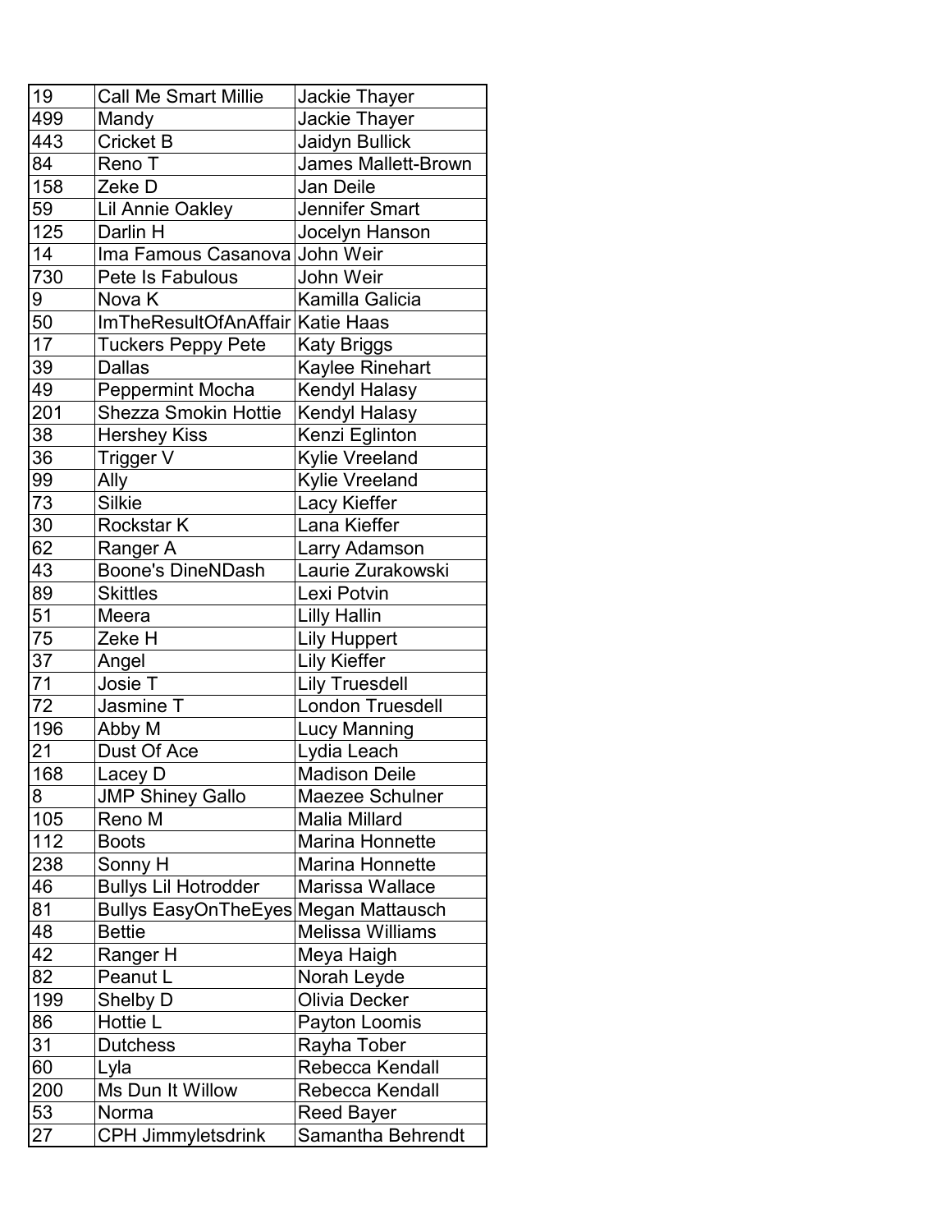| 19 | Call Me Smart Millie | Jackie Thayer |
|---|---|---|
| 499 | Mandy | Jackie Thayer |
| 443 | Cricket B | Jaidyn Bullick |
| 84 | Reno T | James Mallett-Brown |
| 158 | Zeke D | Jan Deile |
| 59 | Lil Annie Oakley | Jennifer Smart |
| 125 | Darlin H | Jocelyn Hanson |
| 14 | Ima Famous Casanova | John Weir |
| 730 | Pete Is Fabulous | John Weir |
| 9 | Nova K | Kamilla Galicia |
| 50 | ImTheResultOfAnAffair | Katie Haas |
| 17 | Tuckers Peppy Pete | Katy Briggs |
| 39 | Dallas | Kaylee Rinehart |
| 49 | Peppermint Mocha | Kendyl Halasy |
| 201 | Shezza Smokin Hottie | Kendyl Halasy |
| 38 | Hershey Kiss | Kenzi Eglinton |
| 36 | Trigger V | Kylie Vreeland |
| 99 | Ally | Kylie Vreeland |
| 73 | Silkie | Lacy Kieffer |
| 30 | Rockstar K | Lana Kieffer |
| 62 | Ranger A | Larry Adamson |
| 43 | Boone's DineNDash | Laurie Zurakowski |
| 89 | Skittles | Lexi Potvin |
| 51 | Meera | Lilly Hallin |
| 75 | Zeke H | Lily Huppert |
| 37 | Angel | Lily Kieffer |
| 71 | Josie T | Lily Truesdell |
| 72 | Jasmine T | London Truesdell |
| 196 | Abby M | Lucy Manning |
| 21 | Dust Of Ace | Lydia Leach |
| 168 | Lacey D | Madison Deile |
| 8 | JMP Shiney Gallo | Maezee Schulner |
| 105 | Reno M | Malia Millard |
| 112 | Boots | Marina Honnette |
| 238 | Sonny H | Marina Honnette |
| 46 | Bullys Lil Hotrodder | Marissa Wallace |
| 81 | Bullys EasyOnTheEyes | Megan Mattausch |
| 48 | Bettie | Melissa Williams |
| 42 | Ranger H | Meya Haigh |
| 82 | Peanut L | Norah Leyde |
| 199 | Shelby D | Olivia Decker |
| 86 | Hottie L | Payton Loomis |
| 31 | Dutchess | Rayha Tober |
| 60 | Lyla | Rebecca Kendall |
| 200 | Ms Dun It Willow | Rebecca Kendall |
| 53 | Norma | Reed Bayer |
| 27 | CPH Jimmyletsdrink | Samantha Behrendt |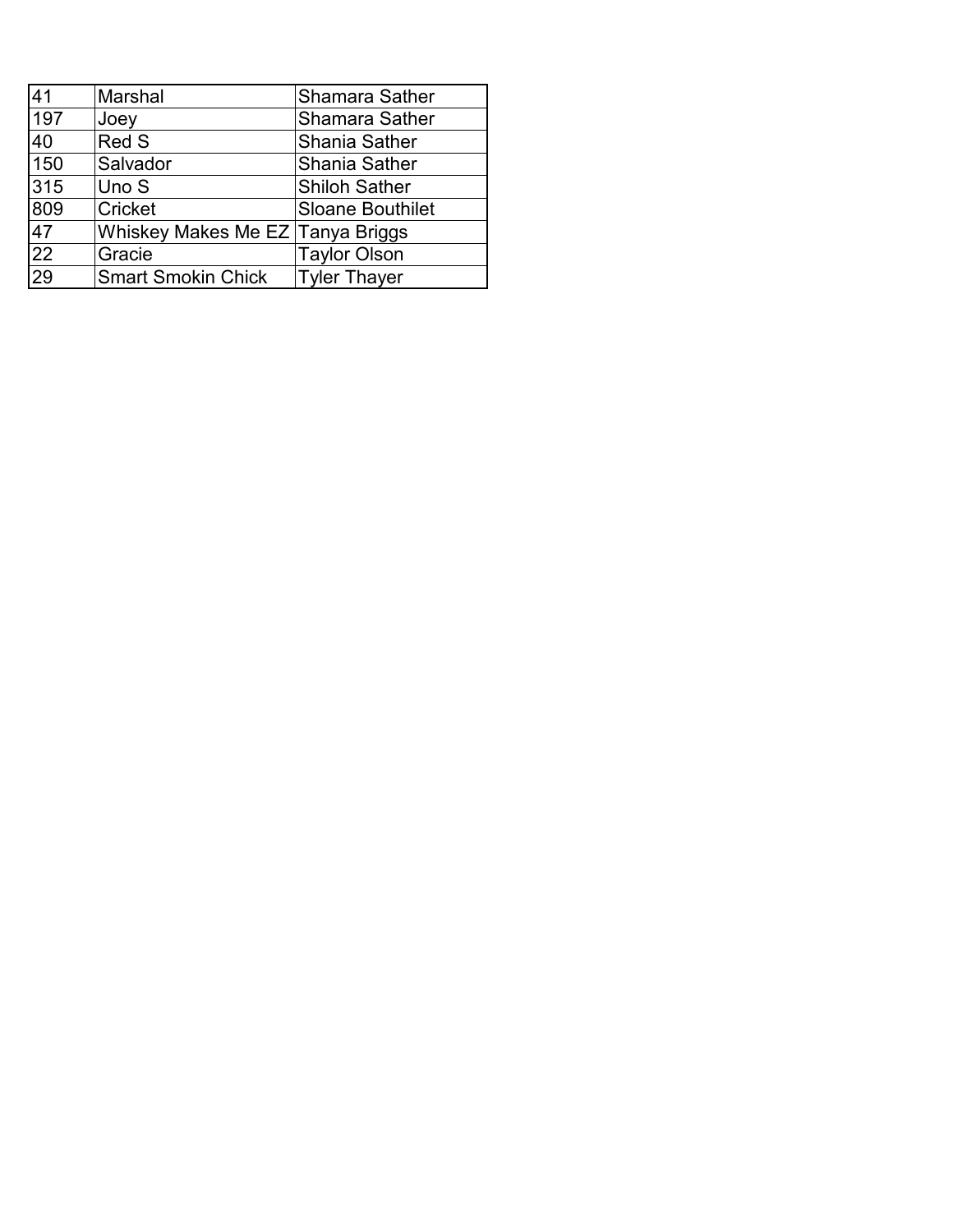| | | |
|---|---|---|
| 41 | Marshal | Shamara Sather |
| 197 | Joey | Shamara Sather |
| 40 | Red S | Shania Sather |
| 150 | Salvador | Shania Sather |
| 315 | Uno S | Shiloh Sather |
| 809 | Cricket | Sloane Bouthilet |
| 47 | Whiskey Makes Me EZ | Tanya Briggs |
| 22 | Gracie | Taylor Olson |
| 29 | Smart Smokin Chick | Tyler Thayer |